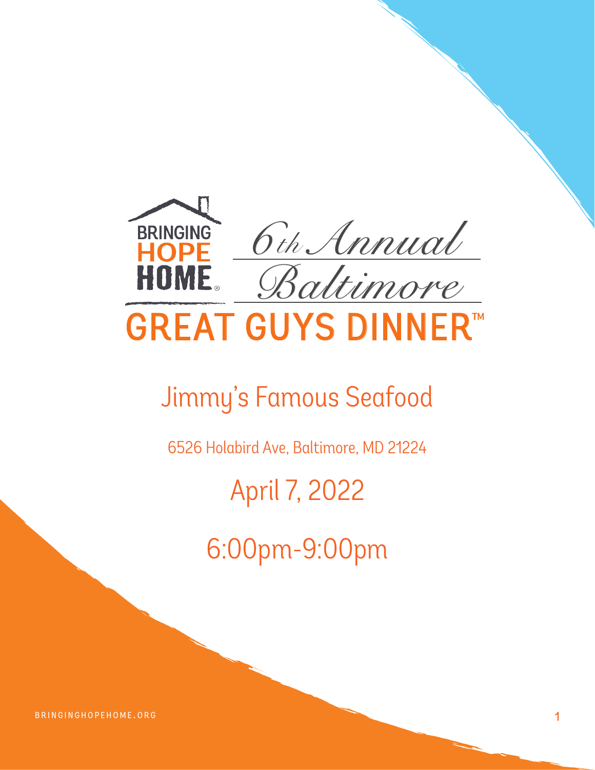BRINGING HOPE HOME®

# 6th Annual Baltimore

# GREAT GUYS DINNER™

## Jimmy's Famous Seafood

6526 Holabird Ave, Baltimore, MD 21224

## April 7, 2022

## 6:00pm-9:00pm

BRINGINGHOPEHOME.ORG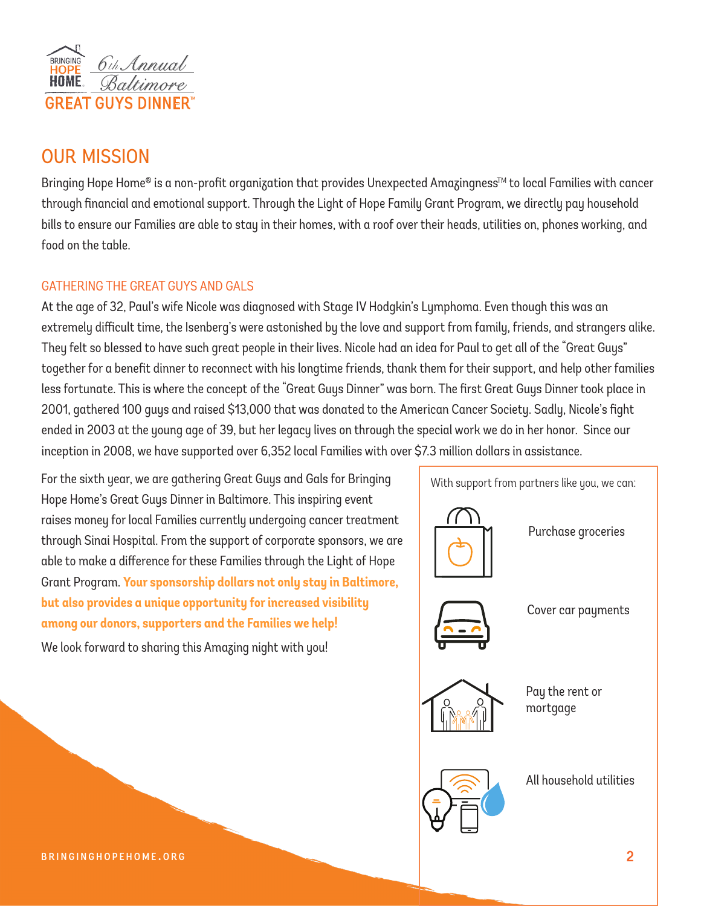BRINGING HOPE HOME 6th Annual Baltimore GREAT GUYS DINNER™

## OUR MISSION

Bringing Hope Home® is a non-profit organization that provides Unexpected Amazingness™ to local Families with cancer through financial and emotional support. Through the Light of Hope Family Grant Program, we directly pay household bills to ensure our Families are able to stay in their homes, with a roof over their heads, utilities on, phones working, and food on the table.

### GATHERING THE GREAT GUYS AND GALS

At the age of 32, Paul's wife Nicole was diagnosed with Stage IV Hodgkin's Lymphoma. Even though this was an extremely difficult time, the Isenberg's were astonished by the love and support from family, friends, and strangers alike. They felt so blessed to have such great people in their lives. Nicole had an idea for Paul to get all of the "Great Guys" together for a benefit dinner to reconnect with his longtime friends, thank them for their support, and help other families less fortunate. This is where the concept of the "Great Guys Dinner" was born. The first Great Guys Dinner took place in 2001, gathered 100 guys and raised $13,000 that was donated to the American Cancer Society. Sadly, Nicole's fight ended in 2003 at the young age of 39, but her legacy lives on through the special work we do in her honor. Since our inception in 2008, we have supported over 6,352 local Families with over $7.3 million dollars in assistance.

For the sixth year, we are gathering Great Guys and Gals for Bringing Hope Home's Great Guys Dinner in Baltimore. This inspiring event raises money for local Families currently undergoing cancer treatment through Sinai Hospital. From the support of corporate sponsors, we are able to make a difference for these Families through the Light of Hope Grant Program. **Your sponsorship dollars not only stay in Baltimore, but also provides a unique opportunity for increased visibility among our donors, supporters and the Families we help!**

We look forward to sharing this Amazing night with you!

With support from partners like you, we can:

- Purchase groceries
- Cover car payments
- Pay the rent or mortgage
- All household utilities

BRINGINGHOPEHOME.ORG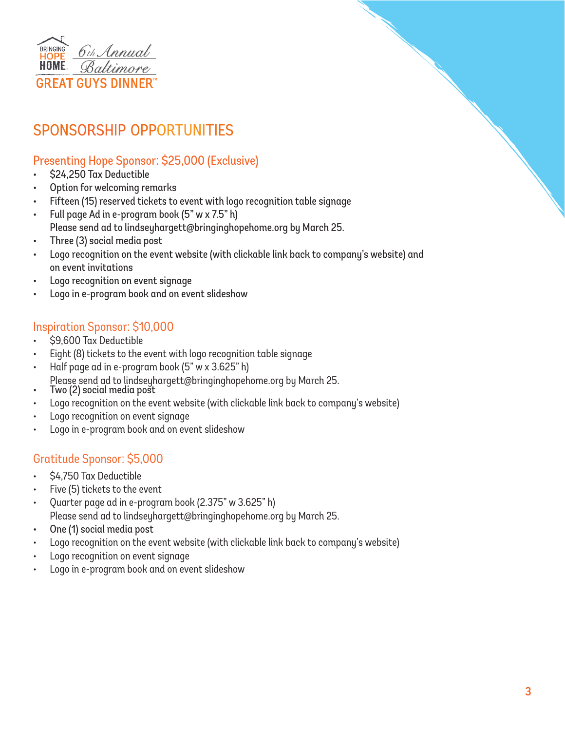BRINGING HOPE HOME 6th Annual Baltimore GREAT GUYS DINNER™

## SPONSORSHIP OPPORTUNITIES

### Presenting Hope Sponsor: $25,000 (Exclusive)

- $24,250 Tax Deductible
- Option for welcoming remarks
- Fifteen (15) reserved tickets to event with logo recognition table signage
- Full page Ad in e-program book (5" w x 7.5" h)
  Please send ad to lindseyhargett@bringinghopehome.org by March 25.
- Three (3) social media post
- Logo recognition on the event website (with clickable link back to company's website) and on event invitations
- Logo recognition on event signage
- Logo in e-program book and on event slideshow

### Inspiration Sponsor: $10,000

- $9,600 Tax Deductible
- Eight (8) tickets to the event with logo recognition table signage
- Half page ad in e-program book (5" w x 3.625" h)
  Please send ad to lindseyhargett@bringinghopehome.org by March 25.
- Two (2) social media post
- Logo recognition on the event website (with clickable link back to company's website)
- Logo recognition on event signage
- Logo in e-program book and on event slideshow

### Gratitude Sponsor: $5,000

- $4,750 Tax Deductible
- Five (5) tickets to the event
- Quarter page ad in e-program book (2.375" w 3.625" h)
  Please send ad to lindseyhargett@bringinghopehome.org by March 25.
- One (1) social media post
- Logo recognition on the event website (with clickable link back to company's website)
- Logo recognition on event signage
- Logo in e-program book and on event slideshow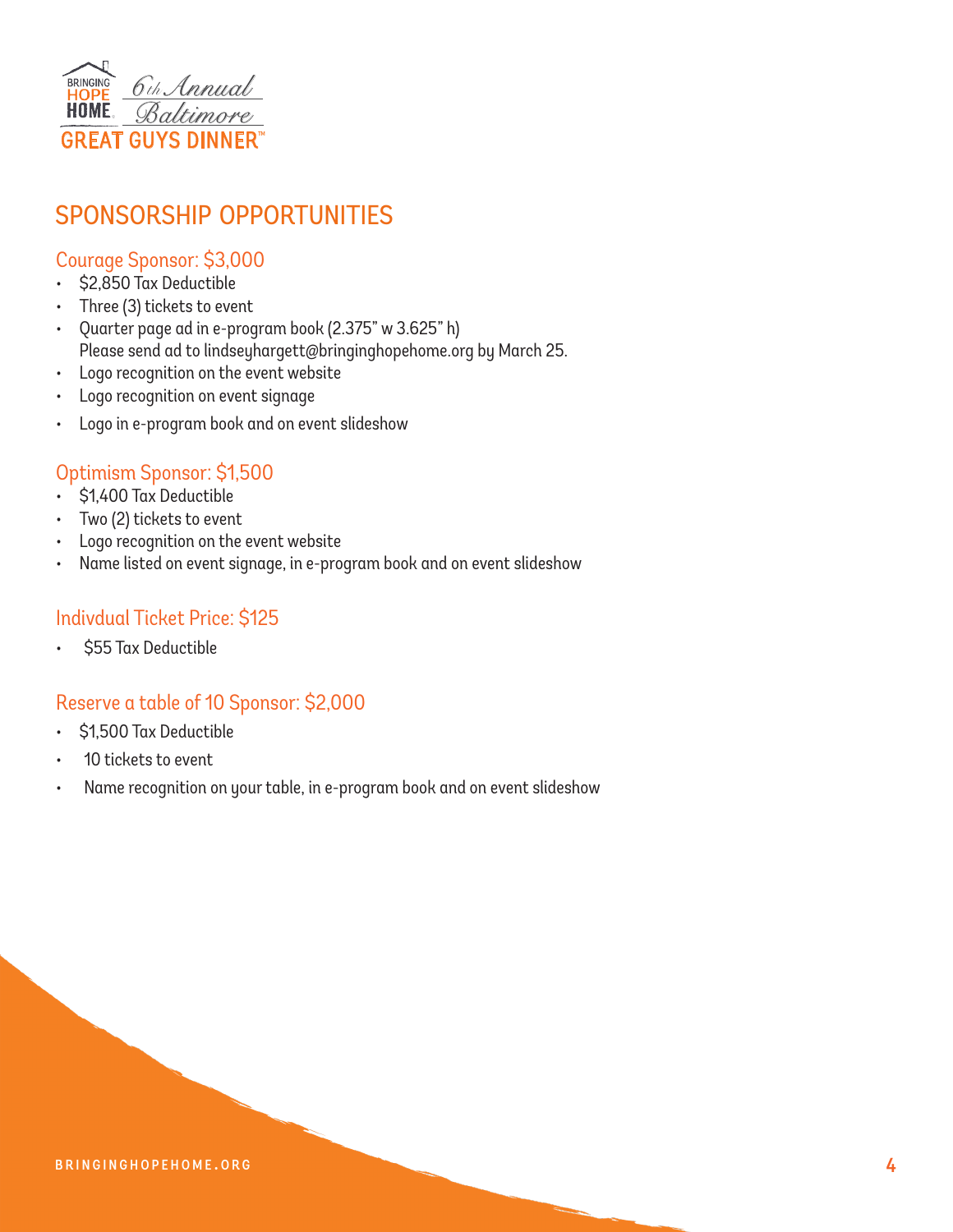BRINGING HOPE HOME 6th Annual Baltimore GREAT GUYS DINNER™

# SPONSORSHIP OPPORTUNITIES

## Courage Sponsor: $3,000

- $2,850 Tax Deductible
- Three (3) tickets to event
- Quarter page ad in e-program book (2.375" w 3.625" h)
  Please send ad to lindseyhargett@bringinghopehome.org by March 25.
- Logo recognition on the event website
- Logo recognition on event signage
- Logo in e-program book and on event slideshow

## Optimism Sponsor: $1,500

- $1,400 Tax Deductible
- Two (2) tickets to event
- Logo recognition on the event website
- Name listed on event signage, in e-program book and on event slideshow

## Indivdual Ticket Price: $125

- $55 Tax Deductible

## Reserve a table of 10 Sponsor: $2,000

- $1,500 Tax Deductible
- 10 tickets to event
- Name recognition on your table, in e-program book and on event slideshow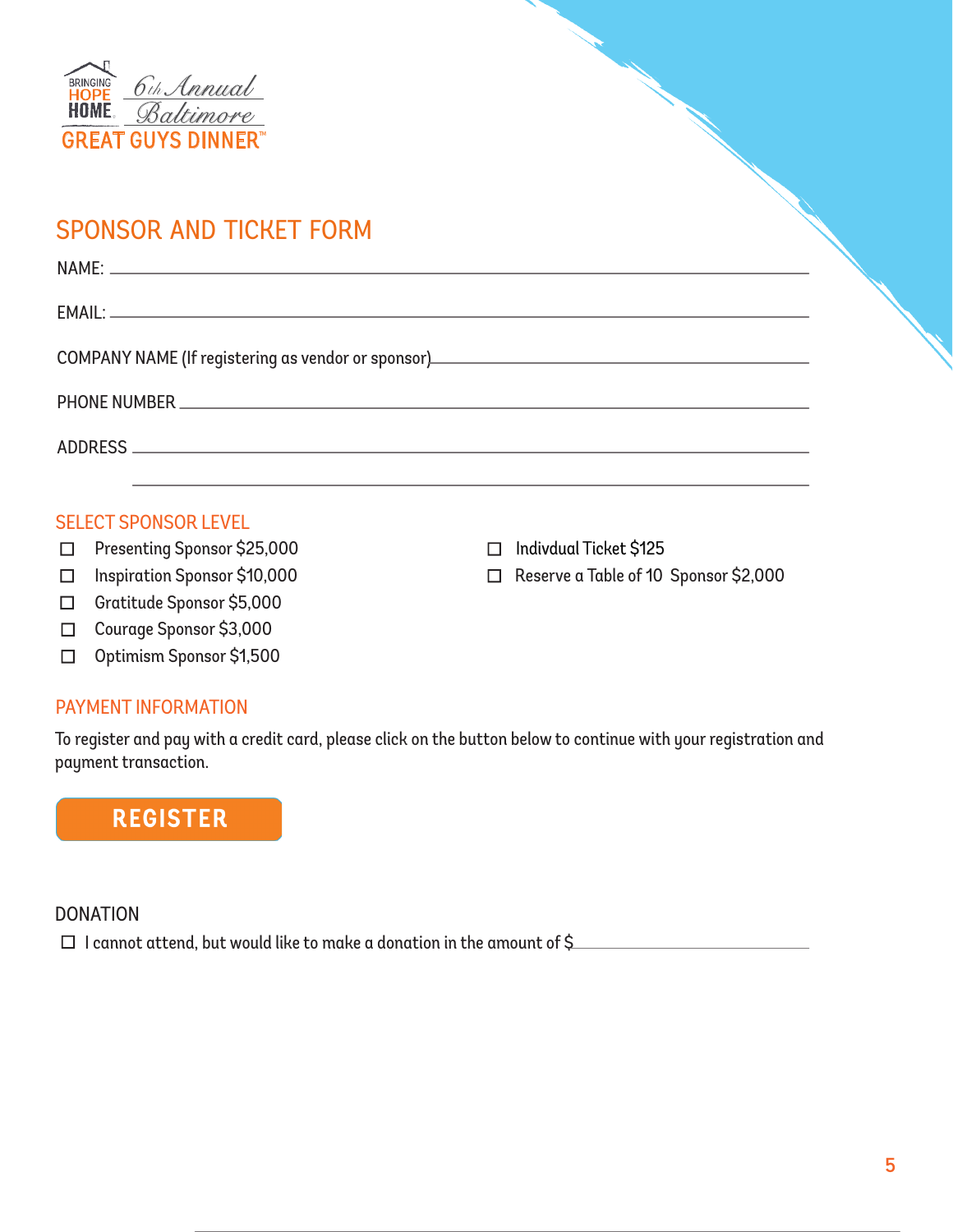BRINGING HOPE HOME

6th Annual Baltimore

GREAT GUYS DINNER™

## SPONSOR AND TICKET FORM

NAME: ______________________________________________

EMAIL: ______________________________________________

COMPANY NAME (If registering as vendor or sponsor) ______________________

PHONE NUMBER ______________________________________

ADDRESS ___________________________________________

___________________________________________

### SELECT SPONSOR LEVEL

- ☐ Presenting Sponsor $25,000
- ☐ Inspiration Sponsor $10,000
- ☐ Gratitude Sponsor $5,000
- ☐ Courage Sponsor $3,000
- ☐ Optimism Sponsor $1,500
- ☐ Indivdual Ticket $125
- ☐ Reserve a Table of 10 Sponsor $2,000

### PAYMENT INFORMATION

To register and pay with a credit card, please click on the button below to continue with your registration and payment transaction.

**REGISTER**

### DONATION

☐ I cannot attend, but would like to make a donation in the amount of $__________________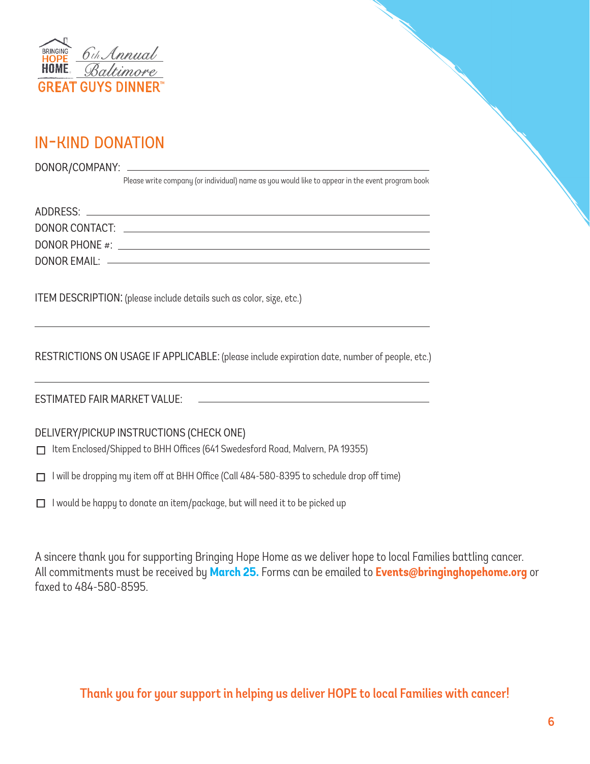BRINGING HOPE HOME 6th Annual Baltimore GREAT GUYS DINNER™

## IN-KIND DONATION

DONOR/COMPANY: ______________________________________________

Please write company (or individual) name as you would like to appear in the event program book

ADDRESS: ______________________________________________

DONOR CONTACT: ______________________________________________

DONOR PHONE #: ______________________________________________

DONOR EMAIL: ______________________________________________

ITEM DESCRIPTION: (please include details such as color, size, etc.)

______________________________________________

RESTRICTIONS ON USAGE IF APPLICABLE: (please include expiration date, number of people, etc.)

______________________________________________

ESTIMATED FAIR MARKET VALUE: ______________________________________________

DELIVERY/PICKUP INSTRUCTIONS (CHECK ONE)

- ☐ Item Enclosed/Shipped to BHH Offices (641 Swedesford Road, Malvern, PA 19355)
- ☐ I will be dropping my item off at BHH Office (Call 484-580-8395 to schedule drop off time)
- ☐ I would be happy to donate an item/package, but will need it to be picked up

A sincere thank you for supporting Bringing Hope Home as we deliver hope to local Families battling cancer. All commitments must be received by **March 25.** Forms can be emailed to **Events@bringinghopehome.org** or faxed to 484-580-8595.

**Thank you for your support in helping us deliver HOPE to local Families with cancer!**